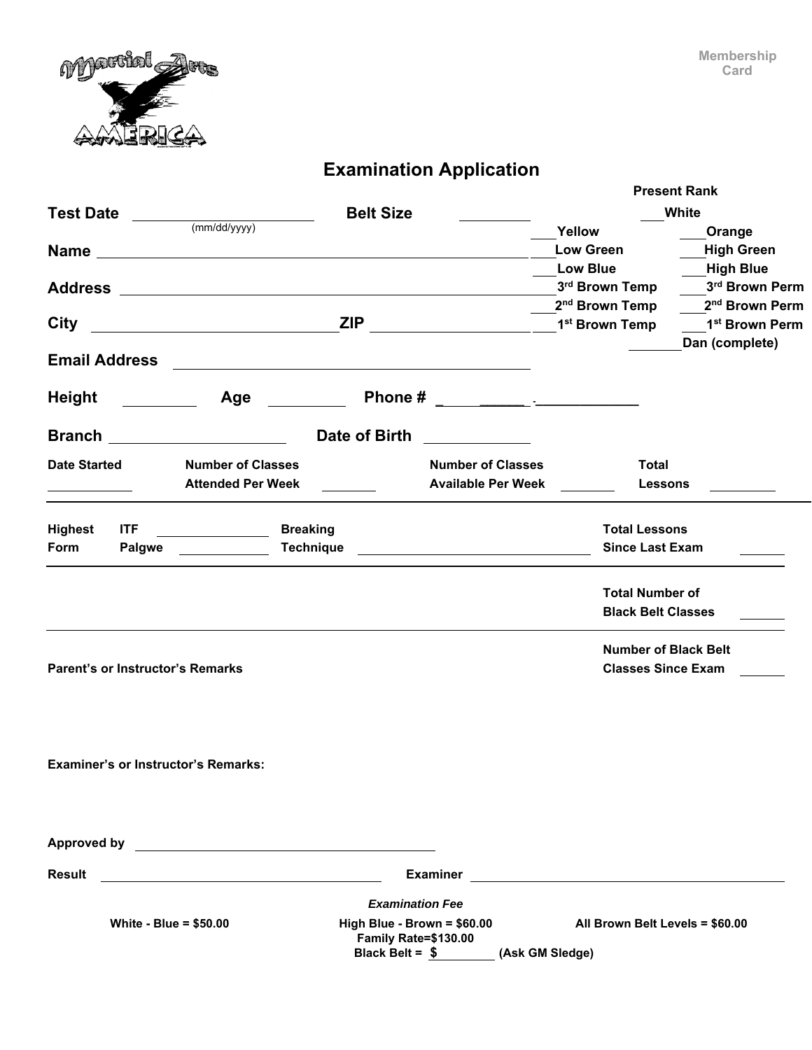Membership Card

# Examination Application

**Test Date** ______________________ (mm/dd/yyyy) **Belt Size** __________

**Name** ________________________________________________

**Address** ________________________________________________

**City** ___________________________ **ZIP** ____________________

**Email Address** ________________________________________

**Height** _________ **Age** _________ **Phone #** _________-____________

**Branch** ____________________ **Date of Birth** ____________

**Present Rank**

___**White**

___**Yellow** ___**Orange**

___**Low Green** ___**High Green**

___**Low Blue** ___**High Blue**

___**3rd Brown Temp** ___**3rd Brown Perm**

___**2nd Brown Temp** ___**2nd Brown Perm**

___**1st Brown Temp** ___**1st Brown Perm**

_______**Dan (complete)**

**Date Started** ___________ **Number of Classes Attended Per Week** _______ **Number of Classes Available Per Week** _______ **Total Lessons** _________

**Highest Form** **ITF** _______________ **Palgwe** ____________ **Breaking Technique** ______________________________ **Total Lessons Since Last Exam** ______

**Total Number of Black Belt Classes** ______

**Number of Black Belt Classes Since Exam** ______

**Parent's or Instructor's Remarks**

**Examiner's or Instructor's Remarks:**

**Approved by** ________________________________________

**Result** ____________________________________ **Examiner** ________________________________________

*Examination Fee*

**White - Blue = $50.00** **High Blue - Brown = $60.00** **All Brown Belt Levels = $60.00**

**Family Rate=$130.00**

**Black Belt = $** _________ **(Ask GM Sledge)**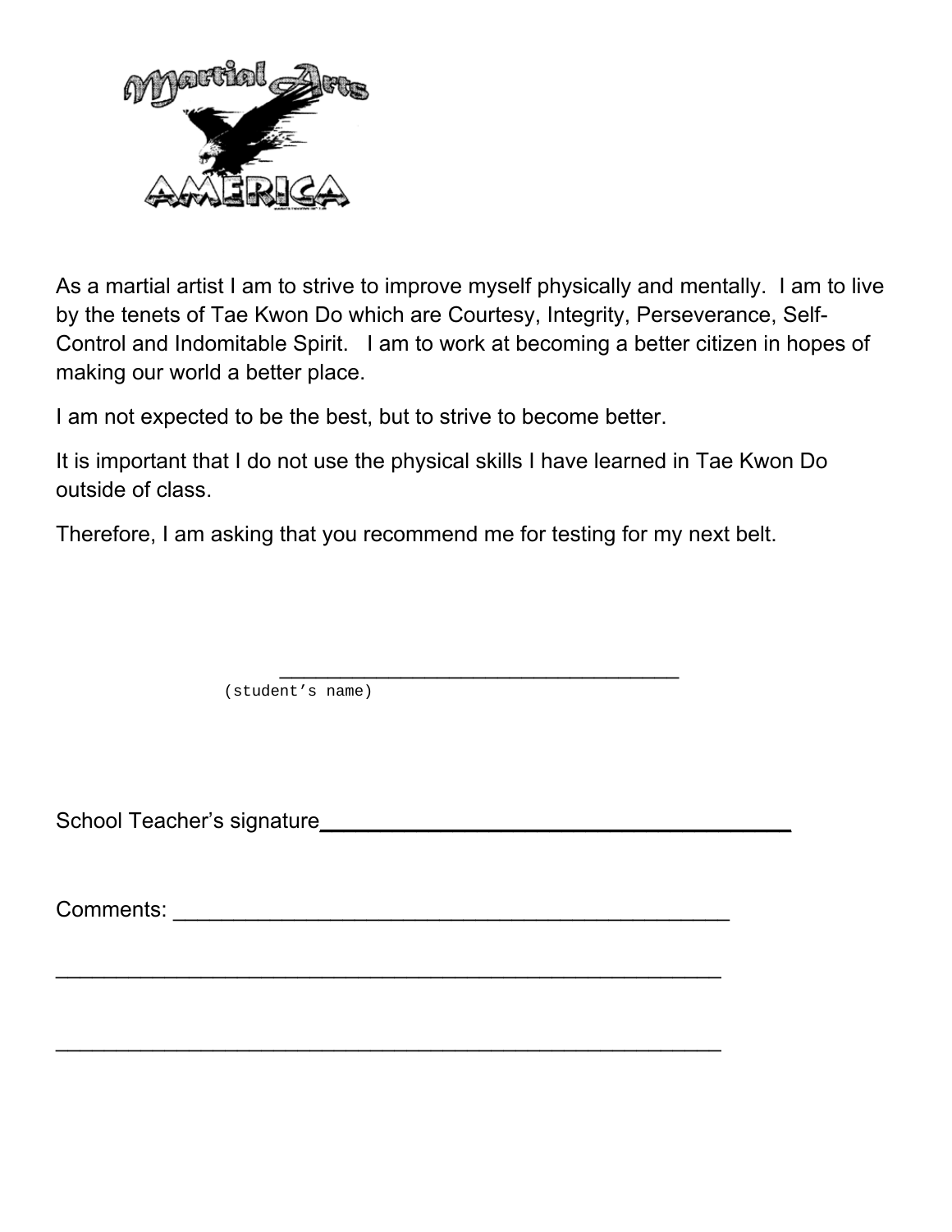As a martial artist I am to strive to improve myself physically and mentally. I am to live by the tenets of Tae Kwon Do which are Courtesy, Integrity, Perseverance, Self-Control and Indomitable Spirit. I am to work at becoming a better citizen in hopes of making our world a better place.

I am not expected to be the best, but to strive to become better.

It is important that I do not use the physical skills I have learned in Tae Kwon Do outside of class.

Therefore, I am asking that you recommend me for testing for my next belt.

___________________________________
(student's name)

School Teacher's signature________________________________________

Comments: ________________________________________________

__________________________________________________________

__________________________________________________________